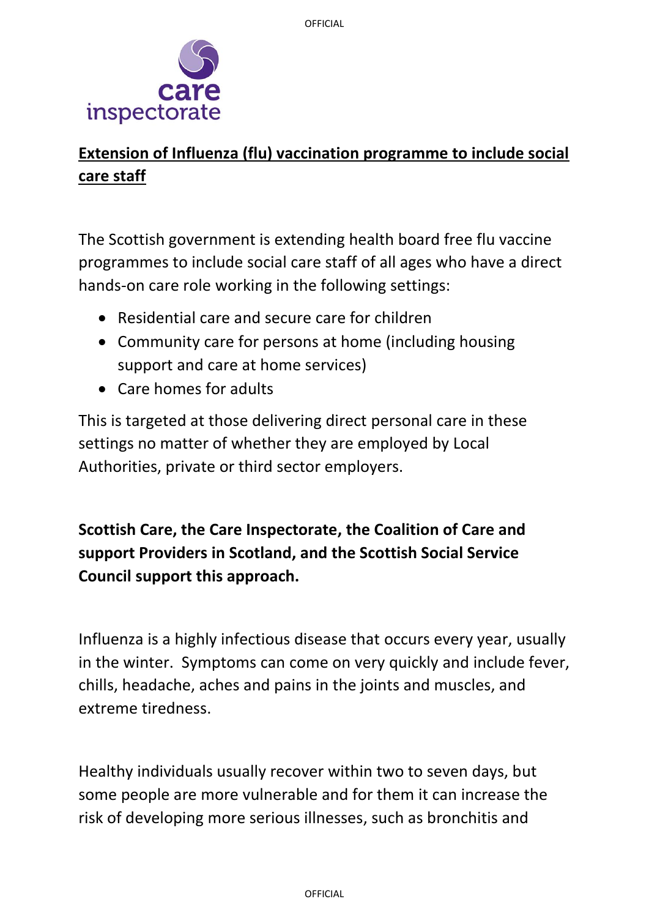**Extension of Influenza (flu) vaccination programme to include social care staff**

The Scottish government is extending health board free flu vaccine programmes to include social care staff of all ages who have a direct hands-on care role working in the following settings:

- Residential care and secure care for children
- Community care for persons at home (including housing support and care at home services)
- Care homes for adults

This is targeted at those delivering direct personal care in these settings no matter of whether they are employed by Local Authorities, private or third sector employers.

**Scottish Care, the Care Inspectorate, the Coalition of Care and support Providers in Scotland, and the Scottish Social Service Council support this approach.**

Influenza is a highly infectious disease that occurs every year, usually in the winter. Symptoms can come on very quickly and include fever, chills, headache, aches and pains in the joints and muscles, and extreme tiredness.

Healthy individuals usually recover within two to seven days, but some people are more vulnerable and for them it can increase the risk of developing more serious illnesses, such as bronchitis and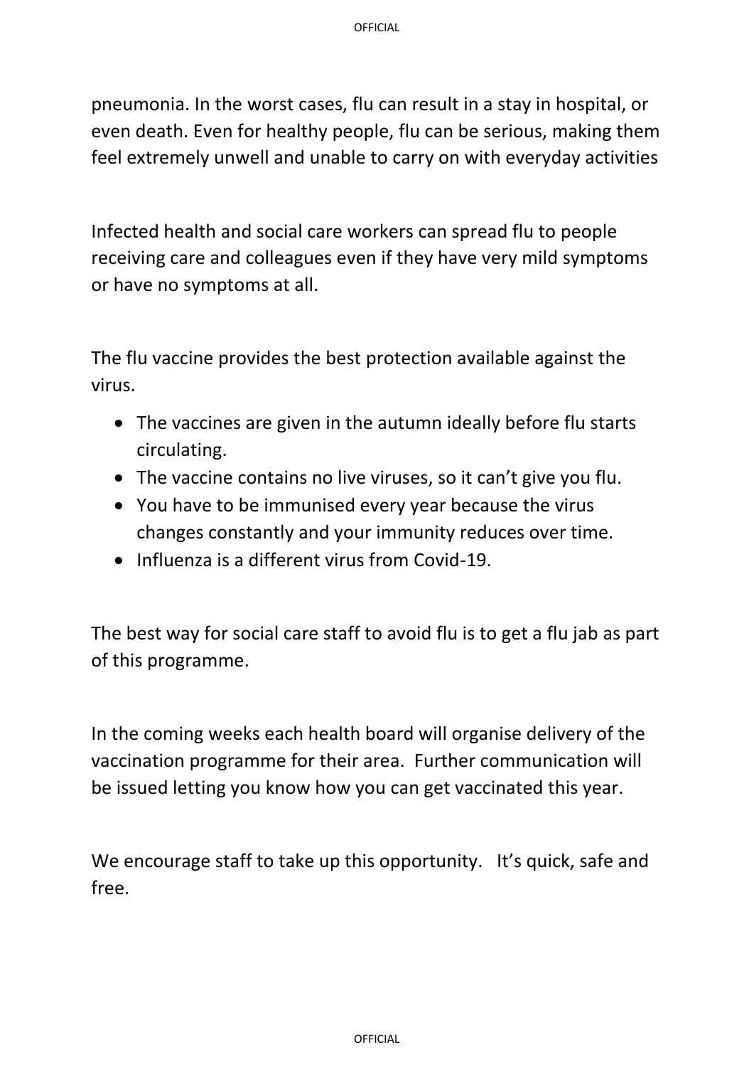pneumonia. In the worst cases, flu can result in a stay in hospital, or even death. Even for healthy people, flu can be serious, making them feel extremely unwell and unable to carry on with everyday activities

Infected health and social care workers can spread flu to people receiving care and colleagues even if they have very mild symptoms or have no symptoms at all.

The flu vaccine provides the best protection available against the virus.

- The vaccines are given in the autumn ideally before flu starts circulating.
- The vaccine contains no live viruses, so it can't give you flu.
- You have to be immunised every year because the virus changes constantly and your immunity reduces over time.
- Influenza is a different virus from Covid-19.

The best way for social care staff to avoid flu is to get a flu jab as part of this programme.

In the coming weeks each health board will organise delivery of the vaccination programme for their area. Further communication will be issued letting you know how you can get vaccinated this year.

We encourage staff to take up this opportunity. It's quick, safe and free.